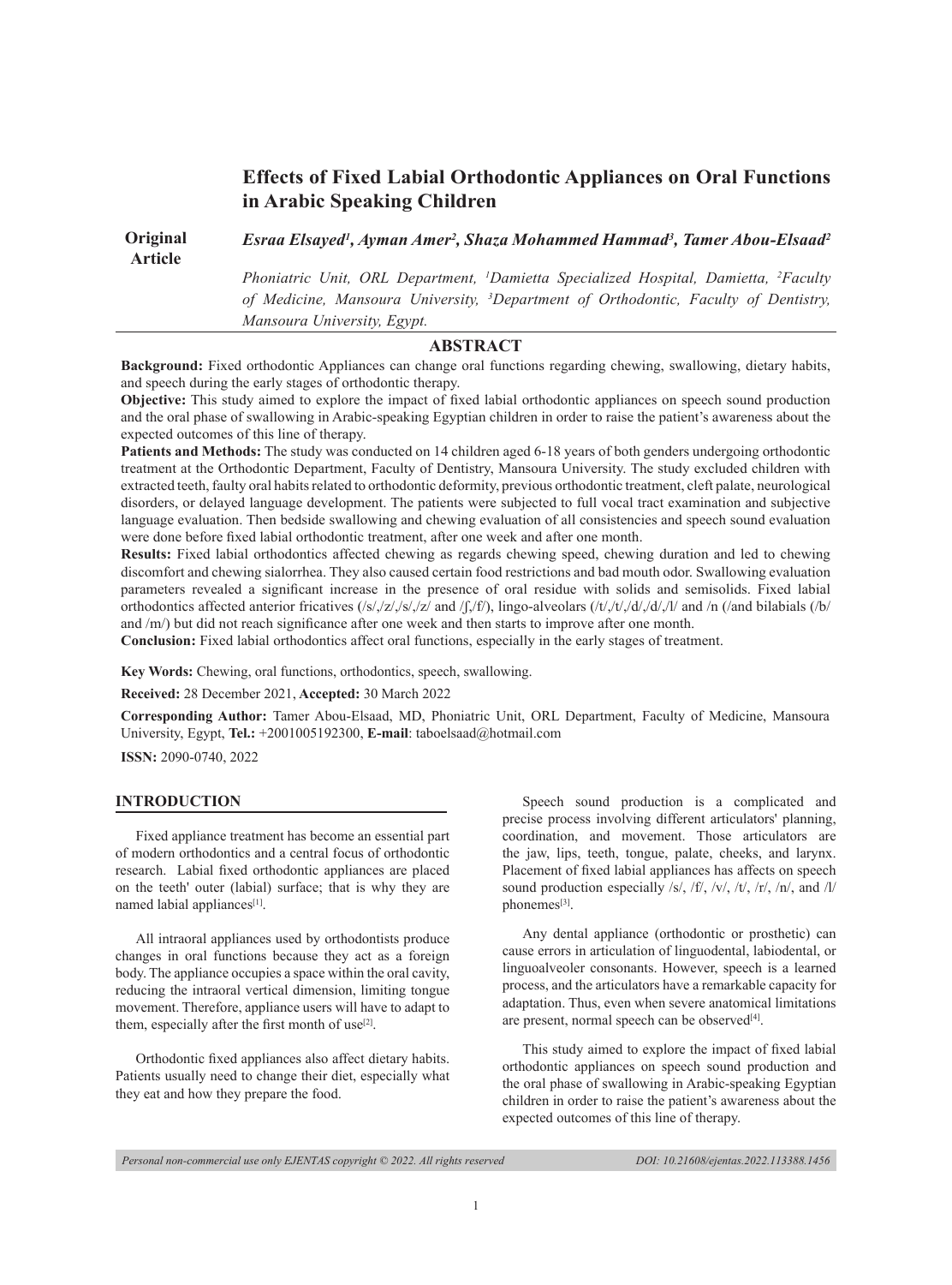# Effects of Fixed Labial Orthodontic Appliances on Oral Functions in Arabic Speaking Children

**Original Article**

*Esraa Elsayed[1], Ayman Amer[2], Shaza Mohammed Hammad[3], Tamer Abou-Elsaad[2]*

*Phoniatric Unit, ORL Department, [1]Damietta Specialized Hospital, Damietta, [2]Faculty of Medicine, Mansoura University, [3]Department of Orthodontic, Faculty of Dentistry, Mansoura University, Egypt.*

## ABSTRACT

**Background:** Fixed orthodontic Appliances can change oral functions regarding chewing, swallowing, dietary habits, and speech during the early stages of orthodontic therapy.

**Objective:** This study aimed to explore the impact of fixed labial orthodontic appliances on speech sound production and the oral phase of swallowing in Arabic-speaking Egyptian children in order to raise the patient's awareness about the expected outcomes of this line of therapy.

**Patients and Methods:** The study was conducted on 14 children aged 6-18 years of both genders undergoing orthodontic treatment at the Orthodontic Department, Faculty of Dentistry, Mansoura University. The study excluded children with extracted teeth, faulty oral habits related to orthodontic deformity, previous orthodontic treatment, cleft palate, neurological disorders, or delayed language development. The patients were subjected to full vocal tract examination and subjective language evaluation. Then bedside swallowing and chewing evaluation of all consistencies and speech sound evaluation were done before fixed labial orthodontic treatment, after one week and after one month.

**Results:** Fixed labial orthodontics affected chewing as regards chewing speed, chewing duration and led to chewing discomfort and chewing sialorrhea. They also caused certain food restrictions and bad mouth odor. Swallowing evaluation parameters revealed a significant increase in the presence of oral residue with solids and semisolids. Fixed labial orthodontics affected anterior fricatives (/s/,/z/,/s/,/z/ and /ʃ,/f/), lingo-alveolars (/t/,/t/,/d/,/d/,/l/ and /n (/and bilabials (/b/ and /m/) but did not reach significance after one week and then starts to improve after one month.

**Conclusion:** Fixed labial orthodontics affect oral functions, especially in the early stages of treatment.

**Key Words:** Chewing, oral functions, orthodontics, speech, swallowing.

**Received:** 28 December 2021, **Accepted:** 30 March 2022

**Corresponding Author:** Tamer Abou-Elsaad, MD, Phoniatric Unit, ORL Department, Faculty of Medicine, Mansoura University, Egypt, **Tel.:** +2001005192300, **E-mail**: taboelsaad@hotmail.com

**ISSN:** 2090-0740, 2022

## INTRODUCTION

Fixed appliance treatment has become an essential part of modern orthodontics and a central focus of orthodontic research. Labial fixed orthodontic appliances are placed on the teeth' outer (labial) surface; that is why they are named labial appliances[1].

All intraoral appliances used by orthodontists produce changes in oral functions because they act as a foreign body. The appliance occupies a space within the oral cavity, reducing the intraoral vertical dimension, limiting tongue movement. Therefore, appliance users will have to adapt to them, especially after the first month of use[2].

Orthodontic fixed appliances also affect dietary habits. Patients usually need to change their diet, especially what they eat and how they prepare the food.

Speech sound production is a complicated and precise process involving different articulators' planning, coordination, and movement. Those articulators are the jaw, lips, teeth, tongue, palate, cheeks, and larynx. Placement of fixed labial appliances has affects on speech sound production especially /s/, /f/, /v/, /t/, /r/, /n/, and /l/ phonemes[3].

Any dental appliance (orthodontic or prosthetic) can cause errors in articulation of linguodental, labiodental, or linguoalveoler consonants. However, speech is a learned process, and the articulators have a remarkable capacity for adaptation. Thus, even when severe anatomical limitations are present, normal speech can be observed[4].

This study aimed to explore the impact of fixed labial orthodontic appliances on speech sound production and the oral phase of swallowing in Arabic-speaking Egyptian children in order to raise the patient's awareness about the expected outcomes of this line of therapy.

*Personal non-commercial use only EJENTAS copyright © 2022. All rights reserved* | *DOI: 10.21608/ejentas.2022.113388.1456*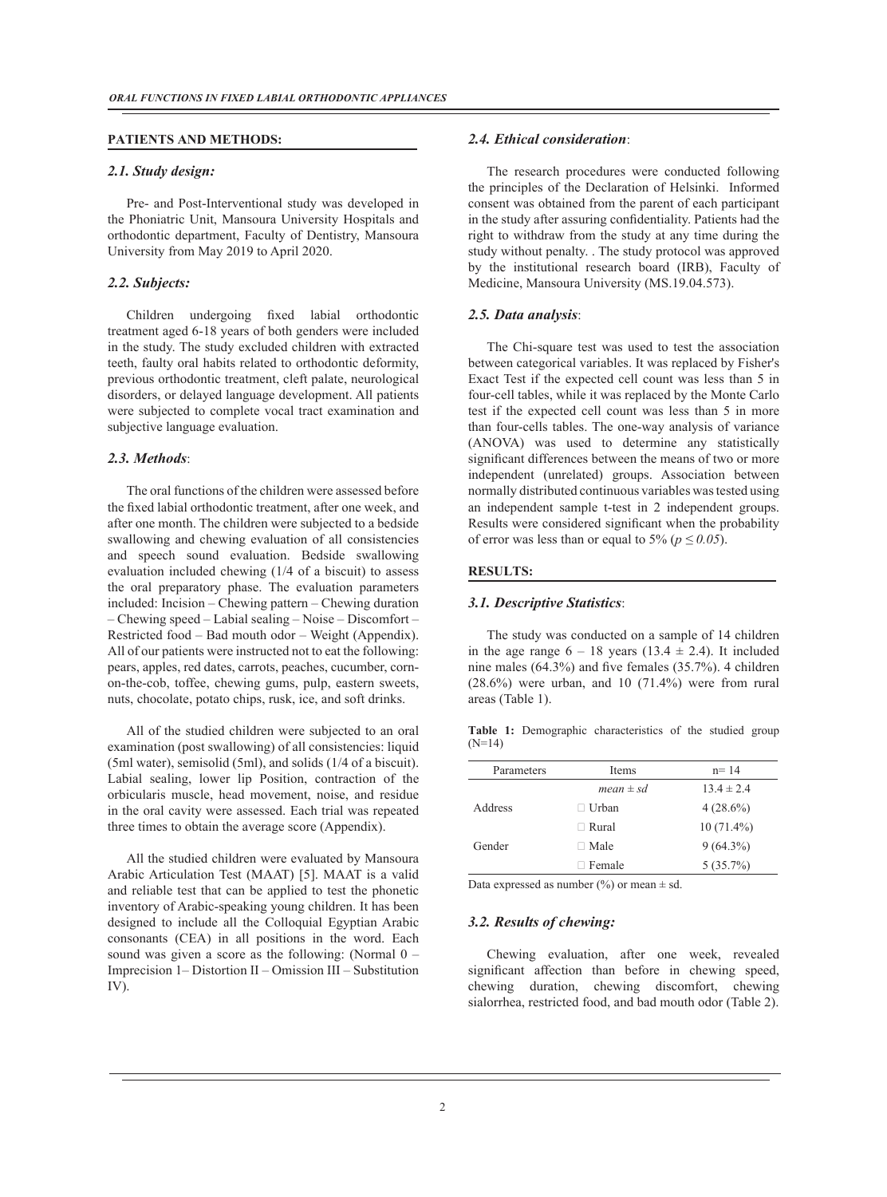## PATIENTS AND METHODS:

### *2.1. Study design:*

Pre- and Post-Interventional study was developed in the Phoniatric Unit, Mansoura University Hospitals and orthodontic department, Faculty of Dentistry, Mansoura University from May 2019 to April 2020.

### *2.2. Subjects:*

Children undergoing fixed labial orthodontic treatment aged 6-18 years of both genders were included in the study. The study excluded children with extracted teeth, faulty oral habits related to orthodontic deformity, previous orthodontic treatment, cleft palate, neurological disorders, or delayed language development. All patients were subjected to complete vocal tract examination and subjective language evaluation.

### *2.3. Methods*:

The oral functions of the children were assessed before the fixed labial orthodontic treatment, after one week, and after one month. The children were subjected to a bedside swallowing and chewing evaluation of all consistencies and speech sound evaluation. Bedside swallowing evaluation included chewing (1/4 of a biscuit) to assess the oral preparatory phase. The evaluation parameters included: Incision – Chewing pattern – Chewing duration – Chewing speed – Labial sealing – Noise – Discomfort – Restricted food – Bad mouth odor – Weight (Appendix). All of our patients were instructed not to eat the following: pears, apples, red dates, carrots, peaches, cucumber, corn-on-the-cob, toffee, chewing gums, pulp, eastern sweets, nuts, chocolate, potato chips, rusk, ice, and soft drinks.

All of the studied children were subjected to an oral examination (post swallowing) of all consistencies: liquid (5ml water), semisolid (5ml), and solids (1/4 of a biscuit). Labial sealing, lower lip Position, contraction of the orbicularis muscle, head movement, noise, and residue in the oral cavity were assessed. Each trial was repeated three times to obtain the average score (Appendix).

All the studied children were evaluated by Mansoura Arabic Articulation Test (MAAT) [5]. MAAT is a valid and reliable test that can be applied to test the phonetic inventory of Arabic-speaking young children. It has been designed to include all the Colloquial Egyptian Arabic consonants (CEA) in all positions in the word. Each sound was given a score as the following: (Normal 0 – Imprecision 1– Distortion II – Omission III – Substitution IV).

### *2.4. Ethical consideration*:

The research procedures were conducted following the principles of the Declaration of Helsinki. Informed consent was obtained from the parent of each participant in the study after assuring confidentiality. Patients had the right to withdraw from the study at any time during the study without penalty. . The study protocol was approved by the institutional research board (IRB), Faculty of Medicine, Mansoura University (MS.19.04.573).

### *2.5. Data analysis*:

The Chi-square test was used to test the association between categorical variables. It was replaced by Fisher's Exact Test if the expected cell count was less than 5 in four-cell tables, while it was replaced by the Monte Carlo test if the expected cell count was less than 5 in more than four-cells tables. The one-way analysis of variance (ANOVA) was used to determine any statistically significant differences between the means of two or more independent (unrelated) groups. Association between normally distributed continuous variables was tested using an independent sample t-test in 2 independent groups. Results were considered significant when the probability of error was less than or equal to 5% ($p \leq 0.05$).

## RESULTS:

### *3.1. Descriptive Statistics*:

The study was conducted on a sample of 14 children in the age range 6 – 18 years (13.4 ± 2.4). It included nine males (64.3%) and five females (35.7%). 4 children (28.6%) were urban, and 10 (71.4%) were from rural areas (Table 1).

**Table 1:** Demographic characteristics of the studied group (N=14)

| Parameters | Items | n= 14 |
|---|---|---|
| | *mean ± sd* | 13.4 ± 2.4 |
| Address | Urban | 4 (28.6%) |
| | Rural | 10 (71.4%) |
| Gender | Male | 9 (64.3%) |
| | Female | 5 (35.7%) |

Data expressed as number (%) or mean ± sd.

### *3.2. Results of chewing:*

Chewing evaluation, after one week, revealed significant affection than before in chewing speed, chewing duration, chewing discomfort, chewing sialorrhea, restricted food, and bad mouth odor (Table 2).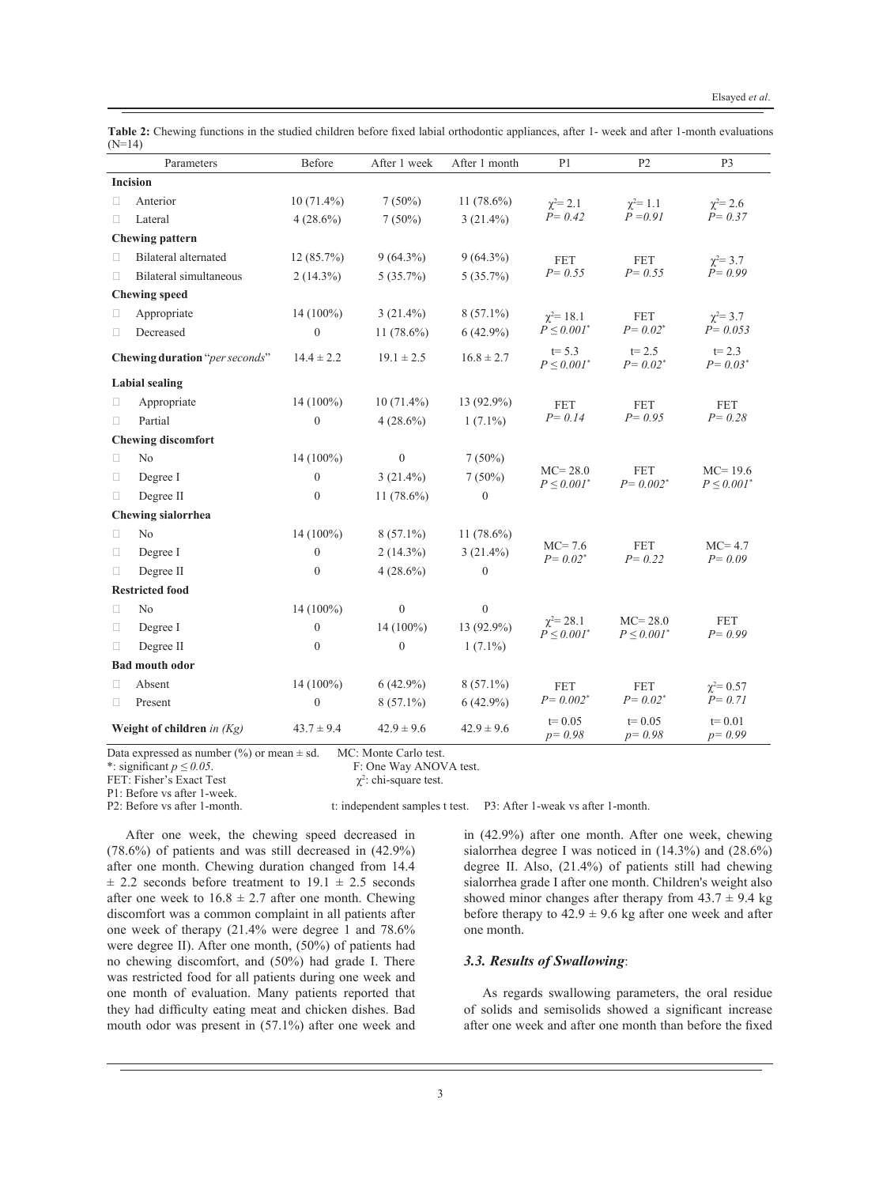**Table 2:** Chewing functions in the studied children before fixed labial orthodontic appliances, after 1- week and after 1-month evaluations (N=14)

| Parameters | Before | After 1 week | After 1 month | P1 | P2 | P3 |
|---|---|---|---|---|---|---|
| **Incision** | | | | | | |
| Anterior | 10 (71.4%) | 7 (50%) | 11 (78.6%) | $\chi^2$= 2.1 *P= 0.42* | $\chi^2$= 1.1 *P =0.91* | $\chi^2$= 2.6 *P= 0.37* |
| Lateral | 4 (28.6%) | 7 (50%) | 3 (21.4%) | | | |
| **Chewing pattern** | | | | | | |
| Bilateral alternated | 12 (85.7%) | 9 (64.3%) | 9 (64.3%) | FET *P= 0.55* | FET *P= 0.55* | $\chi^2$= 3.7 *P= 0.99* |
| Bilateral simultaneous | 2 (14.3%) | 5 (35.7%) | 5 (35.7%) | | | |
| **Chewing speed** | | | | | | |
| Appropriate | 14 (100%) | 3 (21.4%) | 8 (57.1%) | $\chi^2$= 18.1 *P ≤ 0.001** | FET *P= 0.02** | $\chi^2$= 3.7 *P= 0.053* |
| Decreased | 0 | 11 (78.6%) | 6 (42.9%) | | | |
| **Chewing duration** "*per seconds*" | 14.4 ± 2.2 | 19.1 ± 2.5 | 16.8 ± 2.7 | t= 5.3 *P ≤ 0.001** | t= 2.5 *P= 0.02** | t= 2.3 *P= 0.03** |
| **Labial sealing** | | | | | | |
| Appropriate | 14 (100%) | 10 (71.4%) | 13 (92.9%) | FET *P= 0.14* | FET *P= 0.95* | FET *P= 0.28* |
| Partial | 0 | 4 (28.6%) | 1 (7.1%) | | | |
| **Chewing discomfort** | | | | | | |
| No | 14 (100%) | 0 | 7 (50%) | MC= 28.0 *P ≤ 0.001** | FET *P= 0.002** | MC= 19.6 *P ≤ 0.001** |
| Degree I | 0 | 3 (21.4%) | 7 (50%) | | | |
| Degree II | 0 | 11 (78.6%) | 0 | | | |
| **Chewing sialorrhea** | | | | | | |
| No | 14 (100%) | 8 (57.1%) | 11 (78.6%) | MC= 7.6 *P= 0.02** | FET *P= 0.22* | MC= 4.7 *P= 0.09* |
| Degree I | 0 | 2 (14.3%) | 3 (21.4%) | | | |
| Degree II | 0 | 4 (28.6%) | 0 | | | |
| **Restricted food** | | | | | | |
| No | 14 (100%) | 0 | 0 | $\chi^2$= 28.1 *P ≤ 0.001** | MC= 28.0 *P ≤ 0.001** | FET *P= 0.99* |
| Degree I | 0 | 14 (100%) | 13 (92.9%) | | | |
| Degree II | 0 | 0 | 1 (7.1%) | | | |
| **Bad mouth odor** | | | | | | |
| Absent | 14 (100%) | 6 (42.9%) | 8 (57.1%) | FET *P= 0.002** | FET *P= 0.02** | $\chi^2$= 0.57 *P= 0.71* |
| Present | 0 | 8 (57.1%) | 6 (42.9%) | | | |
| **Weight of children** *in (Kg)* | 43.7 ± 9.4 | 42.9 ± 9.6 | 42.9 ± 9.6 | t= 0.05 *p= 0.98* | t= 0.05 *p= 0.98* | t= 0.01 *p= 0.99* |

Data expressed as number (%) or mean ± sd. MC: Monte Carlo test.
*: significant *p ≤ 0.05*. F: One Way ANOVA test.
FET: Fisher's Exact Test $\chi^2$: chi-square test.
P1: Before vs after 1-week.
P2: Before vs after 1-month. t: independent samples t test. P3: After 1-weak vs after 1-month.

After one week, the chewing speed decreased in (78.6%) of patients and was still decreased in (42.9%) after one month. Chewing duration changed from 14.4 ± 2.2 seconds before treatment to 19.1 ± 2.5 seconds after one week to 16.8 ± 2.7 after one month. Chewing discomfort was a common complaint in all patients after one week of therapy (21.4% were degree 1 and 78.6% were degree II). After one month, (50%) of patients had no chewing discomfort, and (50%) had grade I. There was restricted food for all patients during one week and one month of evaluation. Many patients reported that they had difficulty eating meat and chicken dishes. Bad mouth odor was present in (57.1%) after one week and in (42.9%) after one month. After one week, chewing sialorrhea degree I was noticed in (14.3%) and (28.6%) degree II. Also, (21.4%) of patients still had chewing sialorrhea grade I after one month. Children's weight also showed minor changes after therapy from 43.7 ± 9.4 kg before therapy to 42.9 ± 9.6 kg after one week and after one month.

### *3.3. Results of Swallowing*:

As regards swallowing parameters, the oral residue of solids and semisolids showed a significant increase after one week and after one month than before the fixed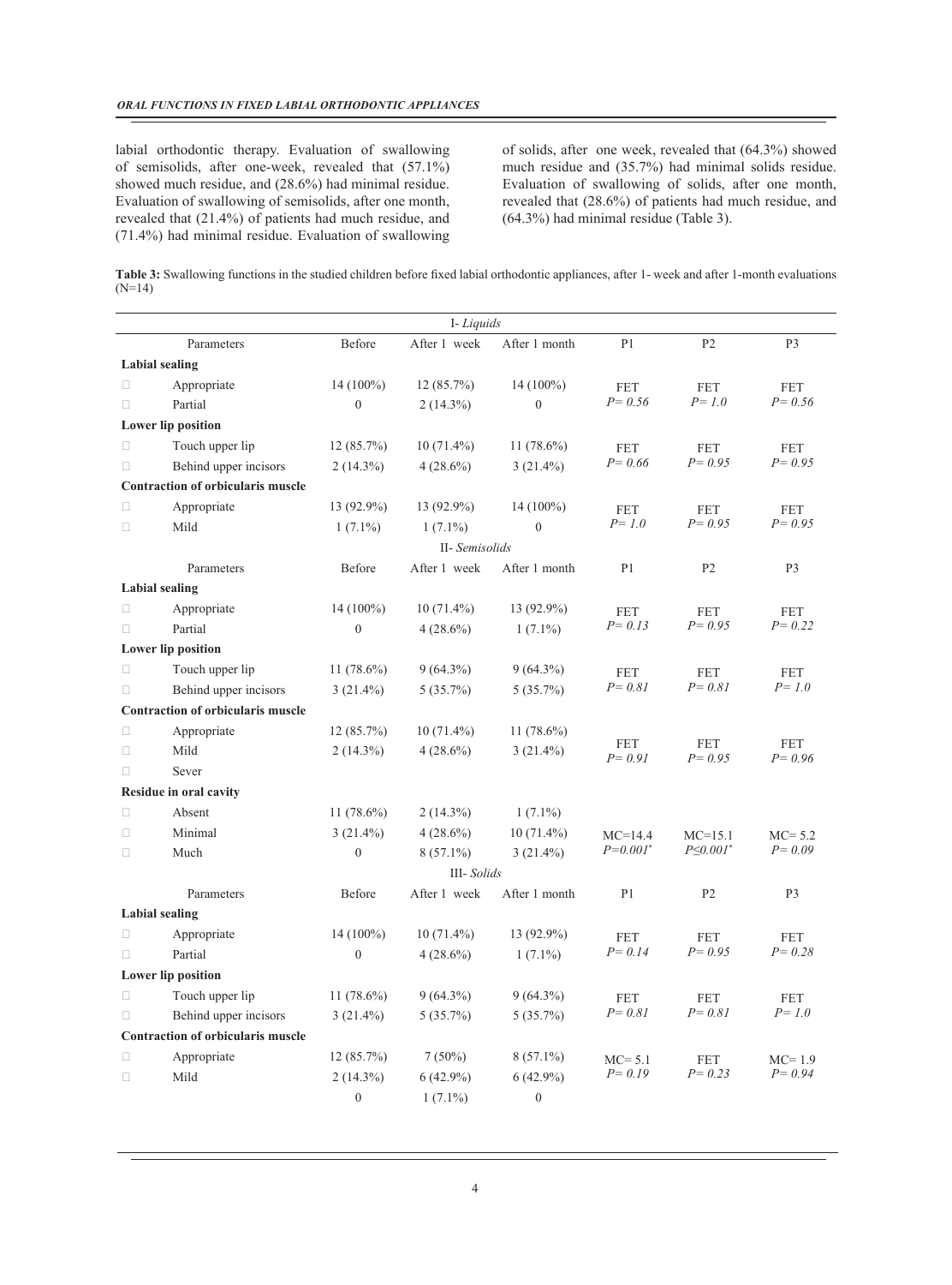labial orthodontic therapy. Evaluation of swallowing of semisolids, after one-week, revealed that (57.1%) showed much residue, and (28.6%) had minimal residue. Evaluation of swallowing of semisolids, after one month, revealed that (21.4%) of patients had much residue, and (71.4%) had minimal residue. Evaluation of swallowing of solids, after one week, revealed that (64.3%) showed much residue and (35.7%) had minimal solids residue. Evaluation of swallowing of solids, after one month, revealed that (28.6%) of patients had much residue, and (64.3%) had minimal residue (Table 3).

**Table 3:** Swallowing functions in the studied children before fixed labial orthodontic appliances, after 1- week and after 1-month evaluations (N=14)

| | Parameters | Before | After 1 week | After 1 month | P1 | P2 | P3 |
|---|---|---|---|---|---|---|---|
| | | | *I- Liquids* | | | | |
| **Labial sealing** | | | | | | | |
| | Appropriate | 14 (100%) | 12 (85.7%) | 14 (100%) | FET *P= 0.56* | FET *P= 1.0* | FET *P= 0.56* |
| | Partial | 0 | 2 (14.3%) | 0 | | | |
| **Lower lip position** | | | | | | | |
| | Touch upper lip | 12 (85.7%) | 10 (71.4%) | 11 (78.6%) | FET *P= 0.66* | FET *P= 0.95* | FET *P= 0.95* |
| | Behind upper incisors | 2 (14.3%) | 4 (28.6%) | 3 (21.4%) | | | |
| **Contraction of orbicularis muscle** | | | | | | | |
| | Appropriate | 13 (92.9%) | 13 (92.9%) | 14 (100%) | FET *P= 1.0* | FET *P= 0.95* | FET *P= 0.95* |
| | Mild | 1 (7.1%) | 1 (7.1%) | 0 | | | |
| | | | *II- Semisolids* | | | | |
| | Parameters | Before | After 1 week | After 1 month | P1 | P2 | P3 |
| **Labial sealing** | | | | | | | |
| | Appropriate | 14 (100%) | 10 (71.4%) | 13 (92.9%) | FET *P= 0.13* | FET *P= 0.95* | FET *P= 0.22* |
| | Partial | 0 | 4 (28.6%) | 1 (7.1%) | | | |
| **Lower lip position** | | | | | | | |
| | Touch upper lip | 11 (78.6%) | 9 (64.3%) | 9 (64.3%) | FET *P= 0.81* | FET *P= 0.81* | FET *P= 1.0* |
| | Behind upper incisors | 3 (21.4%) | 5 (35.7%) | 5 (35.7%) | | | |
| **Contraction of orbicularis muscle** | | | | | | | |
| | Appropriate | 12 (85.7%) | 10 (71.4%) | 11 (78.6%) | FET *P= 0.91* | FET *P= 0.95* | FET *P= 0.96* |
| | Mild | 2 (14.3%) | 4 (28.6%) | 3 (21.4%) | | | |
| | Sever | | | | | | |
| **Residue in oral cavity** | | | | | | | |
| | Absent | 11 (78.6%) | 2 (14.3%) | 1 (7.1%) | MC=14.4 *P=0.001\** | MC=15.1 *P≤0.001\** | MC= 5.2 *P= 0.09* |
| | Minimal | 3 (21.4%) | 4 (28.6%) | 10 (71.4%) | | | |
| | Much | 0 | 8 (57.1%) | 3 (21.4%) | | | |
| | | | *III- Solids* | | | | |
| | Parameters | Before | After 1 week | After 1 month | P1 | P2 | P3 |
| **Labial sealing** | | | | | | | |
| | Appropriate | 14 (100%) | 10 (71.4%) | 13 (92.9%) | FET *P= 0.14* | FET *P= 0.95* | FET *P= 0.28* |
| | Partial | 0 | 4 (28.6%) | 1 (7.1%) | | | |
| **Lower lip position** | | | | | | | |
| | Touch upper lip | 11 (78.6%) | 9 (64.3%) | 9 (64.3%) | FET *P= 0.81* | FET *P= 0.81* | FET *P= 1.0* |
| | Behind upper incisors | 3 (21.4%) | 5 (35.7%) | 5 (35.7%) | | | |
| **Contraction of orbicularis muscle** | | | | | | | |
| | Appropriate | 12 (85.7%) | 7 (50%) | 8 (57.1%) | MC= 5.1 *P= 0.19* | FET *P= 0.23* | MC= 1.9 *P= 0.94* |
| | Mild | 2 (14.3%) | 6 (42.9%) | 6 (42.9%) | | | |
| | | 0 | 1 (7.1%) | 0 | | | |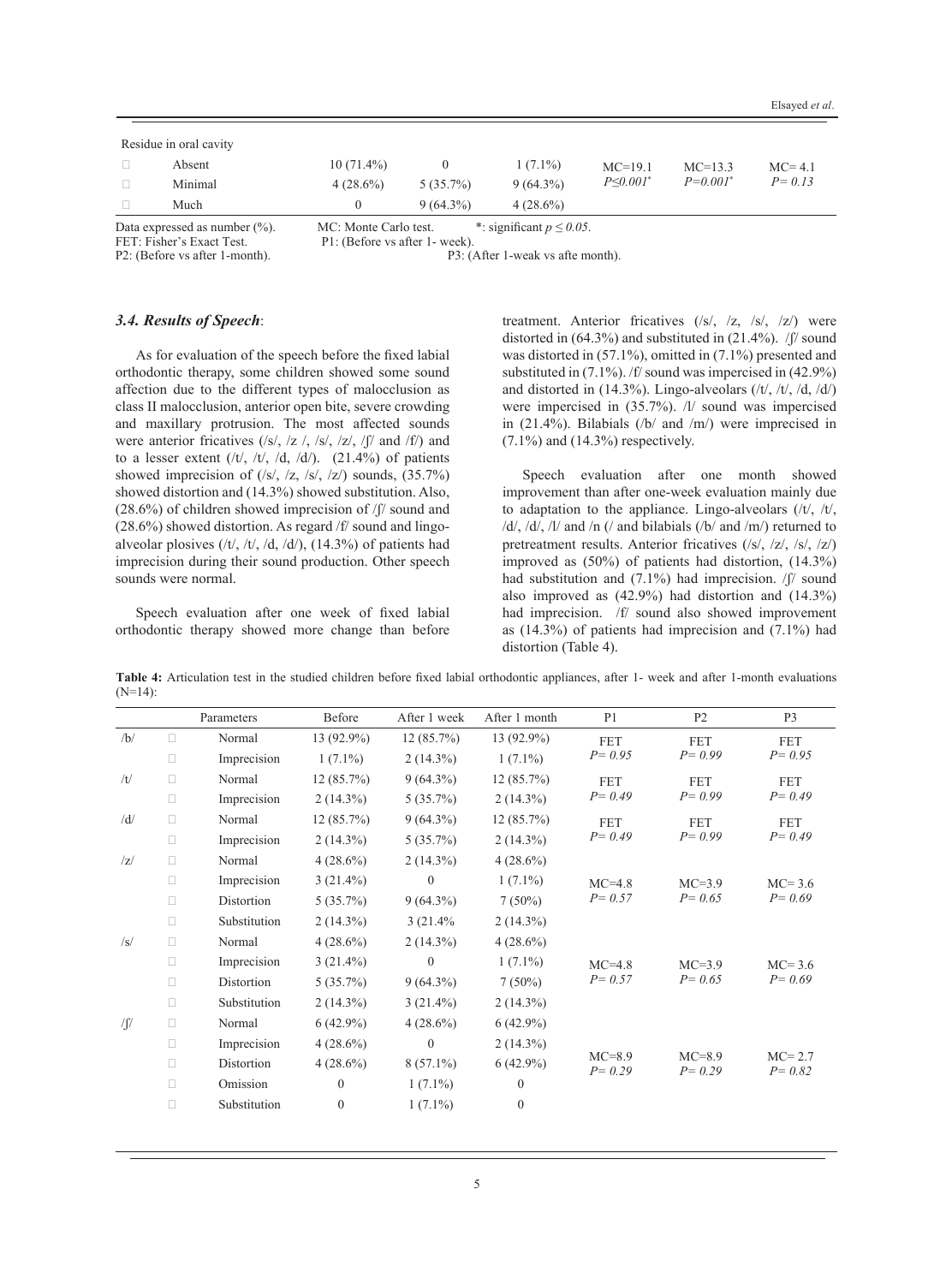| Residue in oral cavity | | | | | | |
|---|---|---|---|---|---|---|
| Absent | 10 (71.4%) | 0 | 1 (7.1%) | MC=19.1 $P\leq0.001^*$ | MC=13.3 $P=0.001^*$ | MC= 4.1 $P= 0.13$ |
| Minimal | 4 (28.6%) | 5 (35.7%) | 9 (64.3%) | | | |
| Much | 0 | 9 (64.3%) | 4 (28.6%) | | | |

Data expressed as number (%). MC: Monte Carlo test. *: significant $p \leq 0.05$.
FET: Fisher's Exact Test. P1: (Before vs after 1- week).
P2: (Before vs after 1-month). P3: (After 1-weak vs afte month).

### *3.4. Results of Speech*:

As for evaluation of the speech before the fixed labial orthodontic therapy, some children showed some sound affection due to the different types of malocclusion as class II malocclusion, anterior open bite, severe crowding and maxillary protrusion. The most affected sounds were anterior fricatives (/s/, /z /, /s/, /z/, /ʃ/ and /f/) and to a lesser extent (/t/, /t/, /d, /d/). (21.4%) of patients showed imprecision of (/s/, /z, /s/, /z/) sounds, (35.7%) showed distortion and (14.3%) showed substitution. Also, (28.6%) of children showed imprecision of /ʃ/ sound and (28.6%) showed distortion. As regard /f/ sound and lingo-alveolar plosives (/t/, /t/, /d, /d/), (14.3%) of patients had imprecision during their sound production. Other speech sounds were normal.

Speech evaluation after one week of fixed labial orthodontic therapy showed more change than before treatment. Anterior fricatives (/s/, /z, /s/, /z/) were distorted in (64.3%) and substituted in (21.4%). /ʃ/ sound was distorted in (57.1%), omitted in (7.1%) presented and substituted in (7.1%). /f/ sound was impercised in (42.9%) and distorted in (14.3%). Lingo-alveolars (/t/, /t/, /d, /d/) were impercised in (35.7%). /l/ sound was impercised in (21.4%). Bilabials (/b/ and /m/) were impercised in (7.1%) and (14.3%) respectively.

Speech evaluation after one month showed improvement than after one-week evaluation mainly due to adaptation to the appliance. Lingo-alveolars (/t/, /t/, /d/, /d/, /l/ and /n (/ and bilabials (/b/ and /m/) returned to pretreatment results. Anterior fricatives (/s/, /z/, /s/, /z/) improved as (50%) of patients had distortion, (14.3%) had substitution and (7.1%) had imprecision. /ʃ/ sound also improved as (42.9%) had distortion and (14.3%) had imprecision. /f/ sound also showed improvement as (14.3%) of patients had imprecision and (7.1%) had distortion (Table 4).

**Table 4:** Articulation test in the studied children before fixed labial orthodontic appliances, after 1- week and after 1-month evaluations (N=14):

| | Parameters | Before | After 1 week | After 1 month | P1 | P2 | P3 |
|---|---|---|---|---|---|---|---|
| /b/ | Normal | 13 (92.9%) | 12 (85.7%) | 13 (92.9%) | FET $P= 0.95$ | FET $P= 0.99$ | FET $P= 0.95$ |
| | Imprecision | 1 (7.1%) | 2 (14.3%) | 1 (7.1%) | | | |
| /t/ | Normal | 12 (85.7%) | 9 (64.3%) | 12 (85.7%) | FET $P= 0.49$ | FET $P= 0.99$ | FET $P= 0.49$ |
| | Imprecision | 2 (14.3%) | 5 (35.7%) | 2 (14.3%) | | | |
| /d/ | Normal | 12 (85.7%) | 9 (64.3%) | 12 (85.7%) | FET $P= 0.49$ | FET $P= 0.99$ | FET $P= 0.49$ |
| | Imprecision | 2 (14.3%) | 5 (35.7%) | 2 (14.3%) | | | |
| /z/ | Normal | 4 (28.6%) | 2 (14.3%) | 4 (28.6%) | MC=4.8 $P= 0.57$ | MC=3.9 $P= 0.65$ | MC= 3.6 $P= 0.69$ |
| | Imprecision | 3 (21.4%) | 0 | 1 (7.1%) | | | |
| | Distortion | 5 (35.7%) | 9 (64.3%) | 7 (50%) | | | |
| | Substitution | 2 (14.3%) | 3 (21.4% | 2 (14.3%) | | | |
| /s/ | Normal | 4 (28.6%) | 2 (14.3%) | 4 (28.6%) | MC=4.8 $P= 0.57$ | MC=3.9 $P= 0.65$ | MC= 3.6 $P= 0.69$ |
| | Imprecision | 3 (21.4%) | 0 | 1 (7.1%) | | | |
| | Distortion | 5 (35.7%) | 9 (64.3%) | 7 (50%) | | | |
| | Substitution | 2 (14.3%) | 3 (21.4%) | 2 (14.3%) | | | |
| /ʃ/ | Normal | 6 (42.9%) | 4 (28.6%) | 6 (42.9%) | MC=8.9 $P= 0.29$ | MC=8.9 $P= 0.29$ | MC= 2.7 $P= 0.82$ |
| | Imprecision | 4 (28.6%) | 0 | 2 (14.3%) | | | |
| | Distortion | 4 (28.6%) | 8 (57.1%) | 6 (42.9%) | | | |
| | Omission | 0 | 1 (7.1%) | 0 | | | |
| | Substitution | 0 | 1 (7.1%) | 0 | | | |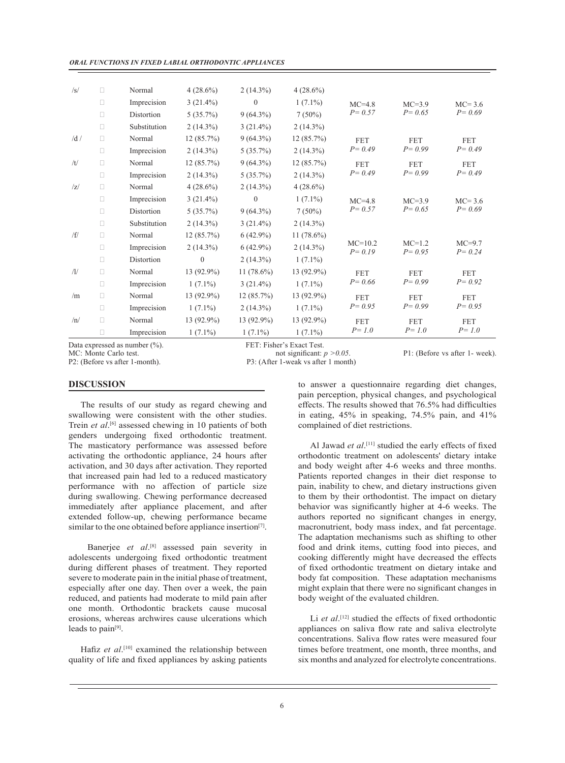| /s/ | □ | Normal | 4 (28.6%) | 2 (14.3%) | 4 (28.6%) | | | |
|---|---|---|---|---|---|---|---|---|
| | □ | Imprecision | 3 (21.4%) | 0 | 1 (7.1%) | MC=4.8 *P= 0.57* | MC=3.9 *P= 0.65* | MC= 3.6 *P= 0.69* |
| | □ | Distortion | 5 (35.7%) | 9 (64.3%) | 7 (50%) | | | |
| | □ | Substitution | 2 (14.3%) | 3 (21.4%) | 2 (14.3%) | | | |
| /d / | □ | Normal | 12 (85.7%) | 9 (64.3%) | 12 (85.7%) | FET *P= 0.49* | FET *P= 0.99* | FET *P= 0.49* |
| | □ | Imprecision | 2 (14.3%) | 5 (35.7%) | 2 (14.3%) | | | |
| /t/ | □ | Normal | 12 (85.7%) | 9 (64.3%) | 12 (85.7%) | FET *P= 0.49* | FET *P= 0.99* | FET *P= 0.49* |
| | □ | Imprecision | 2 (14.3%) | 5 (35.7%) | 2 (14.3%) | | | |
| /z/ | □ | Normal | 4 (28.6%) | 2 (14.3%) | 4 (28.6%) | | | |
| | □ | Imprecision | 3 (21.4%) | 0 | 1 (7.1%) | MC=4.8 *P= 0.57* | MC=3.9 *P= 0.65* | MC= 3.6 *P= 0.69* |
| | □ | Distortion | 5 (35.7%) | 9 (64.3%) | 7 (50%) | | | |
| | □ | Substitution | 2 (14.3%) | 3 (21.4%) | 2 (14.3%) | | | |
| /f/ | □ | Normal | 12 (85.7%) | 6 (42.9%) | 11 (78.6%) | | | |
| | □ | Imprecision | 2 (14.3%) | 6 (42.9%) | 2 (14.3%) | MC=10.2 *P= 0.19* | MC=1.2 *P= 0.95* | MC=9.7 *P= 0.24* |
| | □ | Distortion | 0 | 2 (14.3%) | 1 (7.1%) | | | |
| /l/ | □ | Normal | 13 (92.9%) | 11 (78.6%) | 13 (92.9%) | FET *P= 0.66* | FET *P= 0.99* | FET *P= 0.92* |
| | □ | Imprecision | 1 (7.1%) | 3 (21.4%) | 1 (7.1%) | | | |
| /m | □ | Normal | 13 (92.9%) | 12 (85.7%) | 13 (92.9%) | FET *P= 0.95* | FET *P= 0.99* | FET *P= 0.95* |
| | □ | Imprecision | 1 (7.1%) | 2 (14.3%) | 1 (7.1%) | | | |
| /n/ | □ | Normal | 13 (92.9%) | 13 (92.9%) | 13 (92.9%) | FET *P= 1.0* | FET *P= 1.0* | FET *P= 1.0* |
| | □ | Imprecision | 1 (7.1%) | 1 (7.1%) | 1 (7.1%) | | | |

Data expressed as number (%). FET: Fisher's Exact Test.
MC: Monte Carlo test. not significant: $p > 0.05$. P1: (Before vs after 1- week).
P2: (Before vs after 1-month). P3: (After 1-weak vs after 1 month)

## DISCUSSION

The results of our study as regard chewing and swallowing were consistent with the other studies. Trein *et al*.[6] assessed chewing in 10 patients of both genders undergoing fixed orthodontic treatment. The masticatory performance was assessed before activating the orthodontic appliance, 24 hours after activation, and 30 days after activation. They reported that increased pain had led to a reduced masticatory performance with no affection of particle size during swallowing. Chewing performance decreased immediately after appliance placement, and after extended follow-up, chewing performance became similar to the one obtained before appliance insertion[7].

Banerjee *et al*.[8] assessed pain severity in adolescents undergoing fixed orthodontic treatment during different phases of treatment. They reported severe to moderate pain in the initial phase of treatment, especially after one day. Then over a week, the pain reduced, and patients had moderate to mild pain after one month. Orthodontic brackets cause mucosal erosions, whereas archwires cause ulcerations which leads to pain[9].

Hafiz *et al*.[10] examined the relationship between quality of life and fixed appliances by asking patients to answer a questionnaire regarding diet changes, pain perception, physical changes, and psychological effects. The results showed that 76.5% had difficulties in eating, 45% in speaking, 74.5% pain, and 41% complained of diet restrictions.

Al Jawad *et al*.[11] studied the early effects of fixed orthodontic treatment on adolescents' dietary intake and body weight after 4-6 weeks and three months. Patients reported changes in their diet response to pain, inability to chew, and dietary instructions given to them by their orthodontist. The impact on dietary behavior was significantly higher at 4-6 weeks. The authors reported no significant changes in energy, macronutrient, body mass index, and fat percentage. The adaptation mechanisms such as shifting to other food and drink items, cutting food into pieces, and cooking differently might have decreased the effects of fixed orthodontic treatment on dietary intake and body fat composition. These adaptation mechanisms might explain that there were no significant changes in body weight of the evaluated children.

Li *et al*.[12] studied the effects of fixed orthodontic appliances on saliva flow rate and saliva electrolyte concentrations. Saliva flow rates were measured four times before treatment, one month, three months, and six months and analyzed for electrolyte concentrations.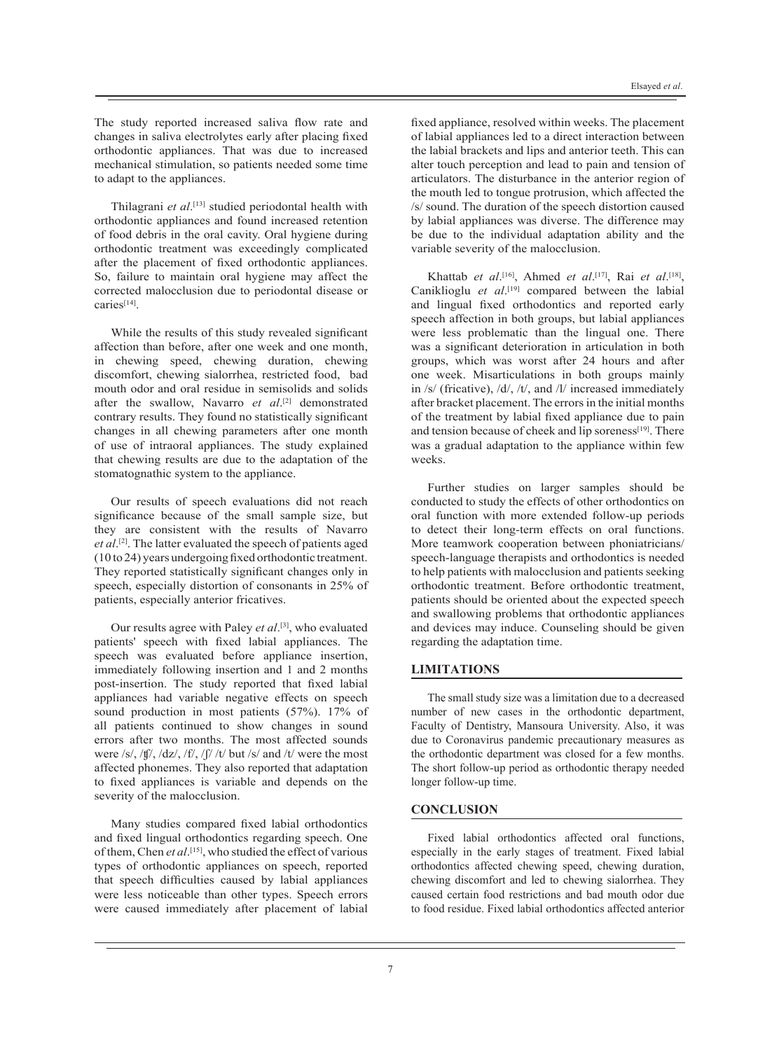The study reported increased saliva flow rate and changes in saliva electrolytes early after placing fixed orthodontic appliances. That was due to increased mechanical stimulation, so patients needed some time to adapt to the appliances.

Thilagrani *et al*.[13] studied periodontal health with orthodontic appliances and found increased retention of food debris in the oral cavity. Oral hygiene during orthodontic treatment was exceedingly complicated after the placement of fixed orthodontic appliances. So, failure to maintain oral hygiene may affect the corrected malocclusion due to periodontal disease or caries[14].

While the results of this study revealed significant affection than before, after one week and one month, in chewing speed, chewing duration, chewing discomfort, chewing sialorrhea, restricted food, bad mouth odor and oral residue in semisolids and solids after the swallow, Navarro *et al*.[2] demonstrated contrary results. They found no statistically significant changes in all chewing parameters after one month of use of intraoral appliances. The study explained that chewing results are due to the adaptation of the stomatognathic system to the appliance.

Our results of speech evaluations did not reach significance because of the small sample size, but they are consistent with the results of Navarro *et al*.[2]. The latter evaluated the speech of patients aged (10 to 24) years undergoing fixed orthodontic treatment. They reported statistically significant changes only in speech, especially distortion of consonants in 25% of patients, especially anterior fricatives.

Our results agree with Paley *et al*.[3], who evaluated patients' speech with fixed labial appliances. The speech was evaluated before appliance insertion, immediately following insertion and 1 and 2 months post-insertion. The study reported that fixed labial appliances had variable negative effects on speech sound production in most patients (57%). 17% of all patients continued to show changes in sound errors after two months. The most affected sounds were /s/, /ʧ/, /dz/, /f/, /ʃ/ /t/ but /s/ and /t/ were the most affected phonemes. They also reported that adaptation to fixed appliances is variable and depends on the severity of the malocclusion.

Many studies compared fixed labial orthodontics and fixed lingual orthodontics regarding speech. One of them, Chen *et al*.[15], who studied the effect of various types of orthodontic appliances on speech, reported that speech difficulties caused by labial appliances were less noticeable than other types. Speech errors were caused immediately after placement of labial fixed appliance, resolved within weeks. The placement of labial appliances led to a direct interaction between the labial brackets and lips and anterior teeth. This can alter touch perception and lead to pain and tension of articulators. The disturbance in the anterior region of the mouth led to tongue protrusion, which affected the /s/ sound. The duration of the speech distortion caused by labial appliances was diverse. The difference may be due to the individual adaptation ability and the variable severity of the malocclusion.

Khattab *et al*.[16], Ahmed *et al*.[17], Rai *et al*.[18], Caniklioglu *et al*.[19] compared between the labial and lingual fixed orthodontics and reported early speech affection in both groups, but labial appliances were less problematic than the lingual one. There was a significant deterioration in articulation in both groups, which was worst after 24 hours and after one week. Misarticulations in both groups mainly in /s/ (fricative), /d/, /t/, and /l/ increased immediately after bracket placement. The errors in the initial months of the treatment by labial fixed appliance due to pain and tension because of cheek and lip soreness[19]. There was a gradual adaptation to the appliance within few weeks.

Further studies on larger samples should be conducted to study the effects of other orthodontics on oral function with more extended follow-up periods to detect their long-term effects on oral functions. More teamwork cooperation between phoniatricians/ speech-language therapists and orthodontics is needed to help patients with malocclusion and patients seeking orthodontic treatment. Before orthodontic treatment, patients should be oriented about the expected speech and swallowing problems that orthodontic appliances and devices may induce. Counseling should be given regarding the adaptation time.

## LIMITATIONS

The small study size was a limitation due to a decreased number of new cases in the orthodontic department, Faculty of Dentistry, Mansoura University. Also, it was due to Coronavirus pandemic precautionary measures as the orthodontic department was closed for a few months. The short follow-up period as orthodontic therapy needed longer follow-up time.

## CONCLUSION

Fixed labial orthodontics affected oral functions, especially in the early stages of treatment. Fixed labial orthodontics affected chewing speed, chewing duration, chewing discomfort and led to chewing sialorrhea. They caused certain food restrictions and bad mouth odor due to food residue. Fixed labial orthodontics affected anterior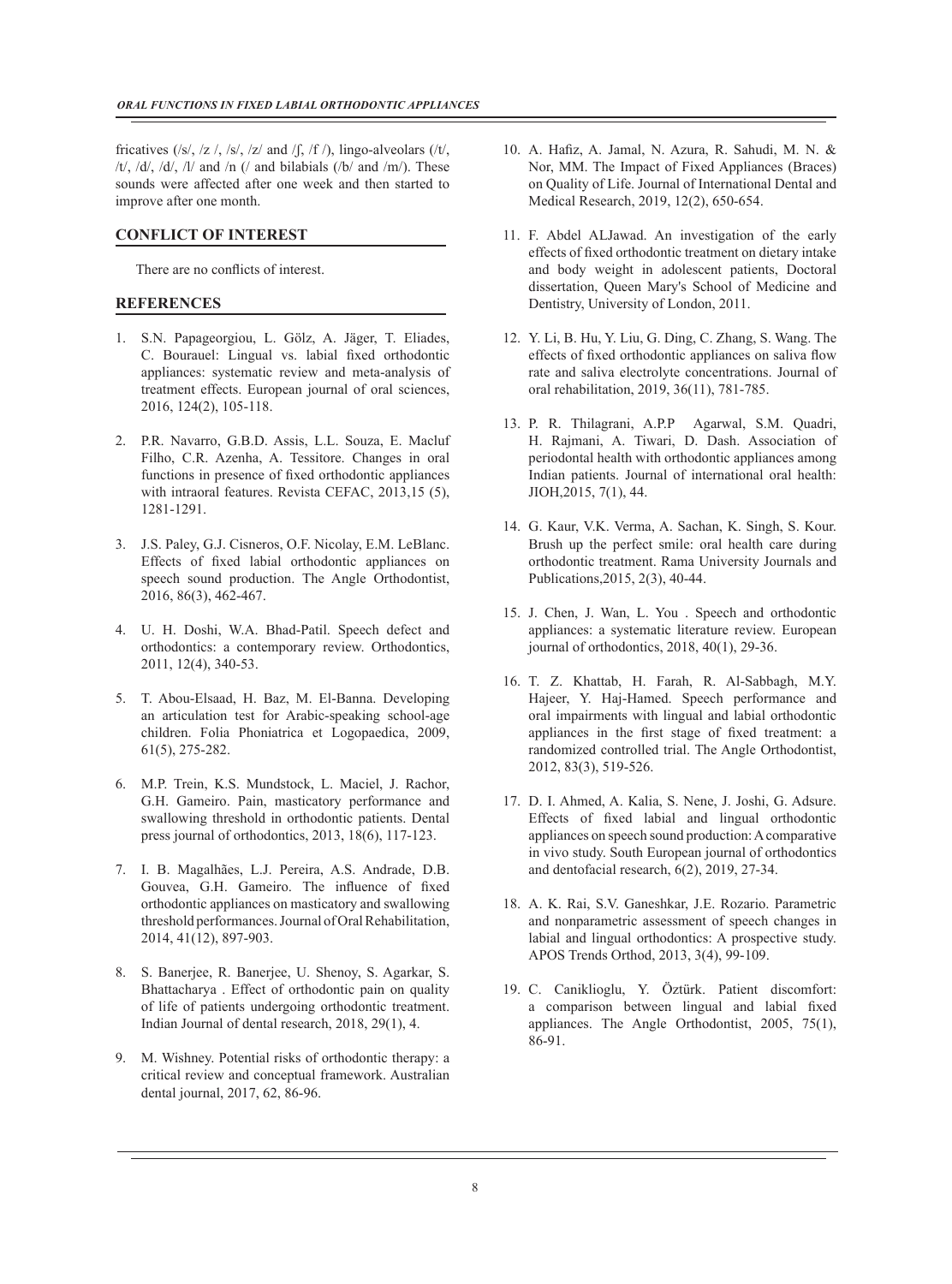fricatives (/s/, /z /, /s/, /z/ and /ʃ, /f /), lingo-alveolars (/t/, /t/, /d/, /d/, /l/ and /n (/ and bilabials (/b/ and /m/). These sounds were affected after one week and then started to improve after one month.

## CONFLICT OF INTEREST

There are no conflicts of interest.

## REFERENCES

1. S.N. Papageorgiou, L. Gölz, A. Jäger, T. Eliades, C. Bourauel: Lingual vs. labial fixed orthodontic appliances: systematic review and meta-analysis of treatment effects. European journal of oral sciences, 2016, 124(2), 105-118.
2. P.R. Navarro, G.B.D. Assis, L.L. Souza, E. Macluf Filho, C.R. Azenha, A. Tessitore. Changes in oral functions in presence of fixed orthodontic appliances with intraoral features. Revista CEFAC, 2013,15 (5), 1281-1291.
3. J.S. Paley, G.J. Cisneros, O.F. Nicolay, E.M. LeBlanc. Effects of fixed labial orthodontic appliances on speech sound production. The Angle Orthodontist, 2016, 86(3), 462-467.
4. U. H. Doshi, W.A. Bhad-Patil. Speech defect and orthodontics: a contemporary review. Orthodontics, 2011, 12(4), 340-53.
5. T. Abou-Elsaad, H. Baz, M. El-Banna. Developing an articulation test for Arabic-speaking school-age children. Folia Phoniatrica et Logopaedica, 2009, 61(5), 275-282.
6. M.P. Trein, K.S. Mundstock, L. Maciel, J. Rachor, G.H. Gameiro. Pain, masticatory performance and swallowing threshold in orthodontic patients. Dental press journal of orthodontics, 2013, 18(6), 117-123.
7. I. B. Magalhães, L.J. Pereira, A.S. Andrade, D.B. Gouvea, G.H. Gameiro. The influence of fixed orthodontic appliances on masticatory and swallowing threshold performances. Journal of Oral Rehabilitation, 2014, 41(12), 897-903.
8. S. Banerjee, R. Banerjee, U. Shenoy, S. Agarkar, S. Bhattacharya . Effect of orthodontic pain on quality of life of patients undergoing orthodontic treatment. Indian Journal of dental research, 2018, 29(1), 4.
9. M. Wishney. Potential risks of orthodontic therapy: a critical review and conceptual framework. Australian dental journal, 2017, 62, 86-96.
10. A. Hafiz, A. Jamal, N. Azura, R. Sahudi, M. N. & Nor, MM. The Impact of Fixed Appliances (Braces) on Quality of Life. Journal of International Dental and Medical Research, 2019, 12(2), 650-654.
11. F. Abdel ALJawad. An investigation of the early effects of fixed orthodontic treatment on dietary intake and body weight in adolescent patients, Doctoral dissertation, Queen Mary's School of Medicine and Dentistry, University of London, 2011.
12. Y. Li, B. Hu, Y. Liu, G. Ding, C. Zhang, S. Wang. The effects of fixed orthodontic appliances on saliva flow rate and saliva electrolyte concentrations. Journal of oral rehabilitation, 2019, 36(11), 781-785.
13. P. R. Thilagrani, A.P.P Agarwal, S.M. Quadri, H. Rajmani, A. Tiwari, D. Dash. Association of periodontal health with orthodontic appliances among Indian patients. Journal of international oral health: JIOH,2015, 7(1), 44.
14. G. Kaur, V.K. Verma, A. Sachan, K. Singh, S. Kour. Brush up the perfect smile: oral health care during orthodontic treatment. Rama University Journals and Publications,2015, 2(3), 40-44.
15. J. Chen, J. Wan, L. You . Speech and orthodontic appliances: a systematic literature review. European journal of orthodontics, 2018, 40(1), 29-36.
16. T. Z. Khattab, H. Farah, R. Al-Sabbagh, M.Y. Hajeer, Y. Haj-Hamed. Speech performance and oral impairments with lingual and labial orthodontic appliances in the first stage of fixed treatment: a randomized controlled trial. The Angle Orthodontist, 2012, 83(3), 519-526.
17. D. I. Ahmed, A. Kalia, S. Nene, J. Joshi, G. Adsure. Effects of fixed labial and lingual orthodontic appliances on speech sound production: A comparative in vivo study. South European journal of orthodontics and dentofacial research, 6(2), 2019, 27-34.
18. A. K. Rai, S.V. Ganeshkar, J.E. Rozario. Parametric and nonparametric assessment of speech changes in labial and lingual orthodontics: A prospective study. APOS Trends Orthod, 2013, 3(4), 99-109.
19. C. Caniklioglu, Y. Öztürk. Patient discomfort: a comparison between lingual and labial fixed appliances. The Angle Orthodontist, 2005, 75(1), 86-91.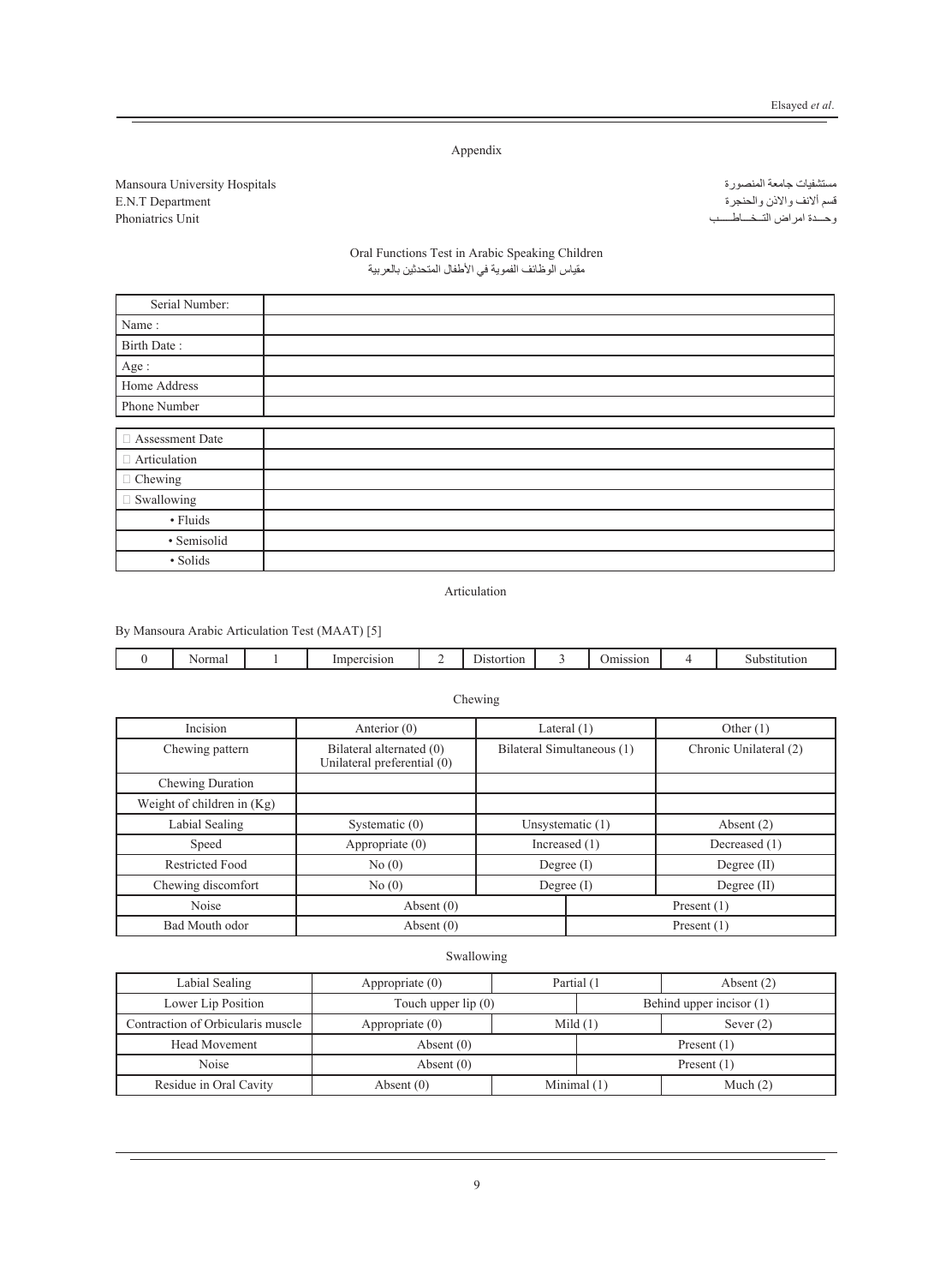## Appendix

Mansoura University Hospitals
E.N.T Department
Phoniatrics Unit

مستشفيات جامعة المنصورة
قسم ألانف والاذن والحنجرة
وحـــدة امراض التـخـــاطـــب

Oral Functions Test in Arabic Speaking Children
مقياس الوظائف الفموية في الأطفال المتحدثين بالعربية

| | |
|---|---|
| Serial Number: | |
| Name : | |
| Birth Date : | |
| Age : | |
| Home Address | |
| Phone Number | |

| | |
|---|---|
| □ Assessment Date | |
| □ Articulation | |
| □ Chewing | |
| □ Swallowing | |
| • Fluids | |
| • Semisolid | |
| • Solids | |

### Articulation

By Mansoura Arabic Articulation Test (MAAT) [5]

| | | | | | | | | | |
|---|---|---|---|---|---|---|---|---|---|
| 0 | Normal | 1 | Impercision | 2 | Distortion | 3 | Omission | 4 | Substitution |

### Chewing

| | | | |
|---|---|---|---|
| Incision | Anterior (0) | Lateral (1) | Other (1) |
| Chewing pattern | Bilateral alternated (0) Unilateral preferential (0) | Bilateral Simultaneous (1) | Chronic Unilateral (2) |
| Chewing Duration | | | |
| Weight of children in (Kg) | | | |
| Labial Sealing | Systematic (0) | Unsystematic (1) | Absent (2) |
| Speed | Appropriate (0) | Increased (1) | Decreased (1) |
| Restricted Food | No (0) | Degree (I) | Degree (II) |
| Chewing discomfort | No (0) | Degree (I) | Degree (II) |
| Noise | Absent (0) | | Present (1) |
| Bad Mouth odor | Absent (0) | | Present (1) |

### Swallowing

| | | | |
|---|---|---|---|
| Labial Sealing | Appropriate (0) | Partial (1 | Absent (2) |
| Lower Lip Position | Touch upper lip (0) | | Behind upper incisor (1) |
| Contraction of Orbicularis muscle | Appropriate (0) | Mild (1) | Sever (2) |
| Head Movement | Absent (0) | | Present (1) |
| Noise | Absent (0) | | Present (1) |
| Residue in Oral Cavity | Absent (0) | Minimal (1) | Much (2) |